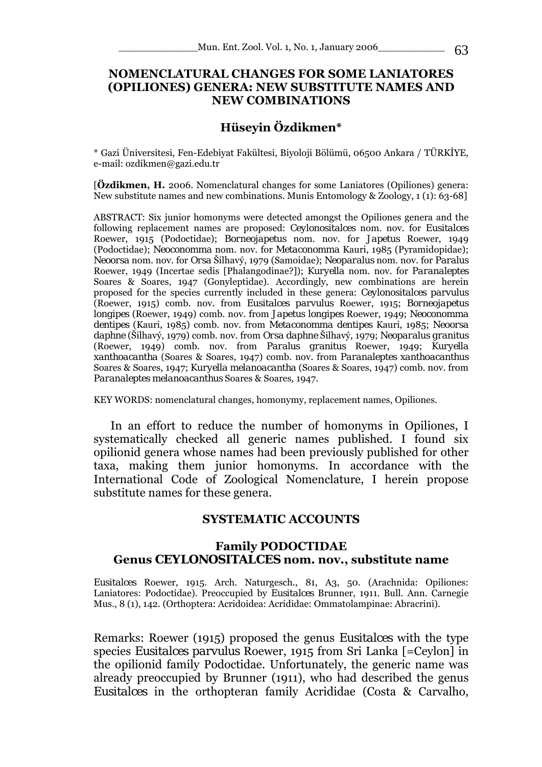# NOMENCLATURAL CHANGES FOR SOME LANIATORES (OPILIONES) GENERA: NEW SUBSTITUTE NAMES AND NEW COMBINATIONS

## Hüseyin Özdikmen*

* Gazi Üniversitesi, Fen-Edebiyat Fakültesi, Biyoloji Bölümü, 06500 Ankara / TÜRKİYE, e-mail: ozdikmen@gazi.edu.tr

[**Özdikmen, H.** 2006. Nomenclatural changes for some Laniatores (Opiliones) genera: New substitute names and new combinations. Munis Entomology & Zoology, 1 (1): 63-68]

ABSTRACT: Six junior homonyms were detected amongst the Opiliones genera and the following replacement names are proposed: *Ceylonositalces* nom. nov. for *Eusitalces* Roewer, 1915 (Podoctidae); *Borneojapetus* nom. nov. for *Japetus* Roewer, 1949 (Podoctidae); *Neoconomma* nom. nov. for *Metaconomma* Kauri, 1985 (Pyramidopidae); *Neoorsa* nom. nov. for *Orsa* Šilhavý, 1979 (Samoidae); *Neoparalus* nom. nov. for *Paralus* Roewer, 1949 (Incertae sedis [Phalangodinae?]); *Kuryella* nom. nov. for *Paranaleptes* Soares & Soares, 1947 (Gonyleptidae). Accordingly, new combinations are herein proposed for the species currently included in these genera: *Ceylonositalces parvulus* (Roewer, 1915) comb. nov. from *Eusitalces parvulus* Roewer, 1915; *Borneojapetus longipes* (Roewer, 1949) comb. nov. from *Japetus longipes* Roewer, 1949; *Neoconomma dentipes* (Kauri, 1985) comb. nov. from *Metaconomma dentipes* Kauri, 1985; *Neoorsa daphne* (Šilhavý, 1979) comb. nov. from *Orsa daphne* Šilhavý, 1979; *Neoparalus granitus* (Roewer, 1949) comb. nov. from *Paralus granitus* Roewer, 1949; *Kuryella xanthoacantha* (Soares & Soares, 1947) comb. nov. from *Paranaleptes xanthoacanthus* Soares & Soares, 1947; *Kuryella melanoacantha* (Soares & Soares, 1947) comb. nov. from *Paranaleptes melanoacanthus* Soares & Soares, 1947.

KEY WORDS: nomenclatural changes, homonymy, replacement names, Opiliones.

In an effort to reduce the number of homonyms in Opiliones, I systematically checked all generic names published. I found six opilionid genera whose names had been previously published for other taxa, making them junior homonyms. In accordance with the International Code of Zoological Nomenclature, I herein propose substitute names for these genera.

## SYSTEMATIC ACCOUNTS

### Family PODOCTIDAE
### Genus CEYLONOSITALCES nom. nov., substitute name

*Eusitalces* Roewer, 1915. Arch. Naturgesch., 81, A3, 50. (Arachnida: Opiliones: Laniatores: Podoctidae). Preoccupied by *Eusitalces* Brunner, 1911. Bull. Ann. Carnegie Mus., 8 (1), 142. (Orthoptera: Acridoidea: Acrididae: Ommatolampinae: Abracrini).

Remarks: Roewer (1915) proposed the genus *Eusitalces* with the type species *Eusitalces parvulus* Roewer, 1915 from Sri Lanka [=Ceylon] in the opilionid family Podoctidae. Unfortunately, the generic name was already preoccupied by Brunner (1911), who had described the genus *Eusitalces* in the orthopteran family Acrididae (Costa & Carvalho,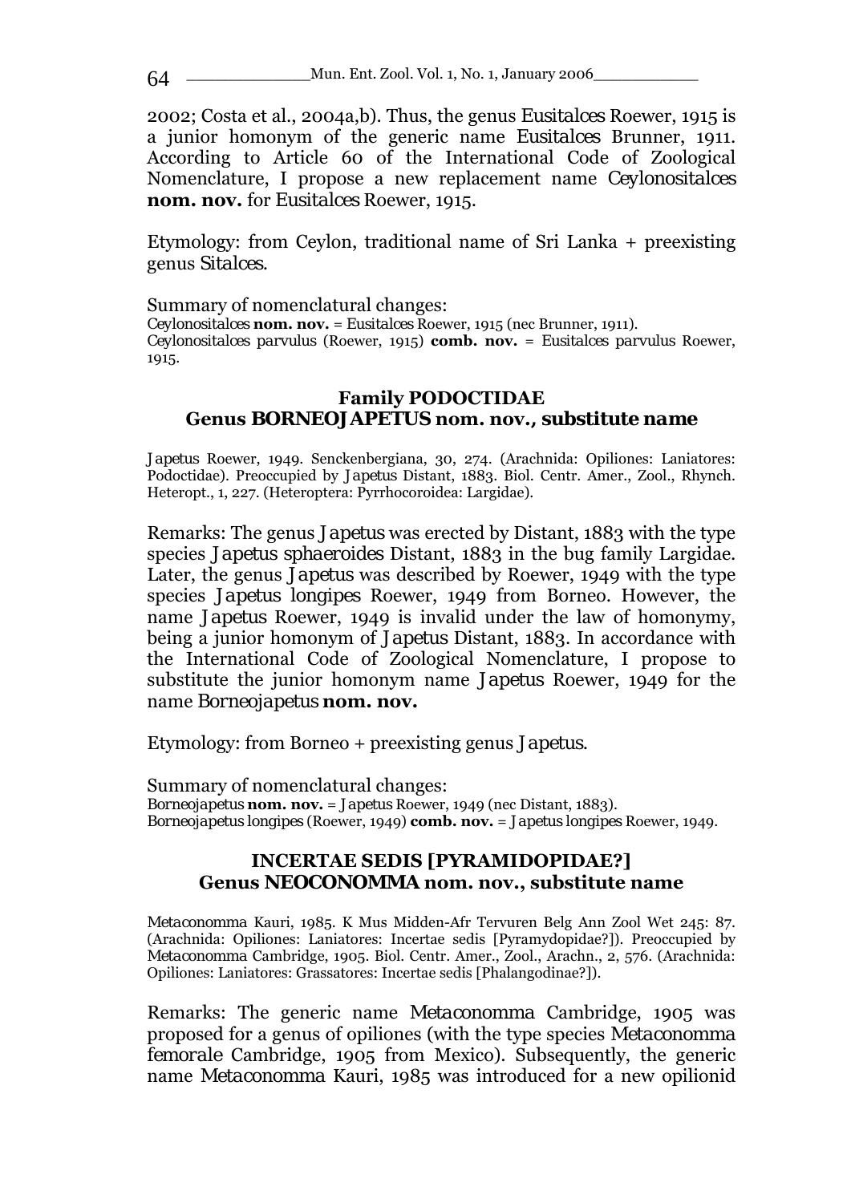2002; Costa et al., 2004a,b). Thus, the genus *Eusitalces* Roewer, 1915 is a junior homonym of the generic name *Eusitalces* Brunner, 1911. According to Article 60 of the International Code of Zoological Nomenclature, I propose a new replacement name *Ceylonositalces* **nom. nov.** for *Eusitalces* Roewer, 1915.

Etymology: from Ceylon, traditional name of Sri Lanka + preexisting genus *Sitalces*.

Summary of nomenclatural changes:
*Ceylonositalces* **nom. nov.** = *Eusitalces* Roewer, 1915 (nec Brunner, 1911).
*Ceylonositalces parvulus* (Roewer, 1915) **comb. nov.** = *Eusitalces parvulus* Roewer, 1915.

## Family PODOCTIDAE
## Genus *BORNEOJAPETUS* nom. nov., substitute name

*Japetus* Roewer, 1949. Senckenbergiana, 30, 274. (Arachnida: Opiliones: Laniatores: Podoctidae). Preoccupied by *Japetus* Distant, 1883. Biol. Centr. Amer., Zool., Rhynch. Heteropt., 1, 227. (Heteroptera: Pyrrhocoroidea: Largidae).

Remarks: The genus *Japetus* was erected by Distant, 1883 with the type species *Japetus sphaeroides* Distant, 1883 in the bug family Largidae. Later, the genus *Japetus* was described by Roewer, 1949 with the type species *Japetus longipes* Roewer, 1949 from Borneo. However, the name *Japetus* Roewer, 1949 is invalid under the law of homonymy, being a junior homonym of *Japetus* Distant, 1883. In accordance with the International Code of Zoological Nomenclature, I propose to substitute the junior homonym name *Japetus* Roewer, 1949 for the name *Borneojapetus* **nom. nov.**

Etymology: from Borneo + preexisting genus *Japetus*.

Summary of nomenclatural changes:
*Borneojapetus* **nom. nov.** = *Japetus* Roewer, 1949 (nec Distant, 1883).
*Borneojapetus longipes* (Roewer, 1949) **comb. nov.** = *Japetus longipes* Roewer, 1949.

## INCERTAE SEDIS [PYRAMIDOPIDAE?]
## Genus *NEOCONOMMA* nom. nov., substitute name

*Metaconomma* Kauri, 1985. K Mus Midden-Afr Tervuren Belg Ann Zool Wet 245: 87. (Arachnida: Opiliones: Laniatores: Incertae sedis [Pyramydopidae?]). Preoccupied by *Metaconomma* Cambridge, 1905. Biol. Centr. Amer., Zool., Arachn., 2, 576. (Arachnida: Opiliones: Laniatores: Grassatores: Incertae sedis [Phalangodinae?]).

Remarks: The generic name *Metaconomma* Cambridge, 1905 was proposed for a genus of opiliones (with the type species *Metaconomma femorale* Cambridge, 1905 from Mexico). Subsequently, the generic name *Metaconomma* Kauri, 1985 was introduced for a new opilionid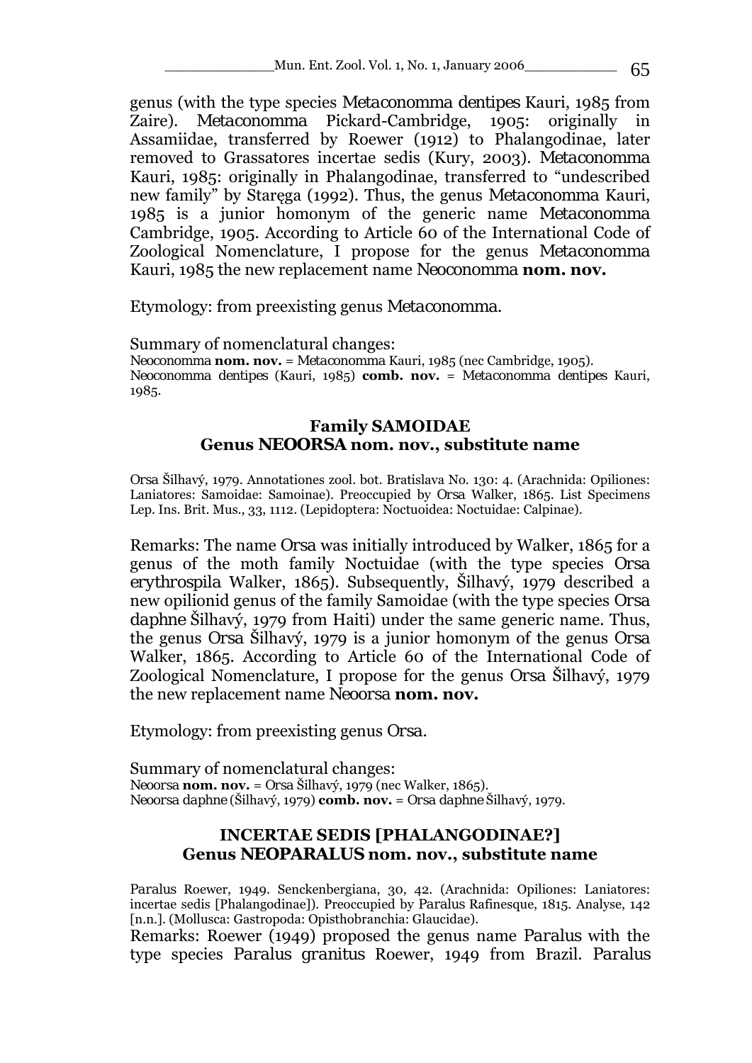genus (with the type species *Metaconomma dentipes* Kauri, 1985 from Zaire). *Metaconomma* Pickard-Cambridge, 1905: originally in Assamiidae, transferred by Roewer (1912) to Phalangodinae, later removed to Grassatores incertae sedis (Kury, 2003). *Metaconomma* Kauri, 1985: originally in Phalangodinae, transferred to "undescribed new family" by Staręga (1992). Thus, the genus *Metaconomma* Kauri, 1985 is a junior homonym of the generic name *Metaconomma* Cambridge, 1905. According to Article 60 of the International Code of Zoological Nomenclature, I propose for the genus *Metaconomma* Kauri, 1985 the new replacement name *Neoconomma* **nom. nov.**

Etymology: from preexisting genus *Metaconomma*.

Summary of nomenclatural changes:
*Neoconomma* **nom. nov.** = *Metaconomma* Kauri, 1985 (nec Cambridge, 1905).
*Neoconomma dentipes* (Kauri, 1985) **comb. nov.** = *Metaconomma dentipes* Kauri, 1985.

## Family SAMOIDAE
## Genus NEOORSA nom. nov., substitute name

*Orsa* Šilhavý, 1979. Annotationes zool. bot. Bratislava No. 130: 4. (Arachnida: Opiliones: Laniatores: Samoidae: Samoinae). Preoccupied by *Orsa* Walker, 1865. List Specimens Lep. Ins. Brit. Mus., 33, 1112. (Lepidoptera: Noctuoidea: Noctuidae: Calpinae).

Remarks: The name *Orsa* was initially introduced by Walker, 1865 for a genus of the moth family Noctuidae (with the type species *Orsa erythrospila* Walker, 1865). Subsequently, Šilhavý, 1979 described a new opilionid genus of the family Samoidae (with the type species *Orsa daphne* Šilhavý, 1979 from Haiti) under the same generic name. Thus, the genus *Orsa* Šilhavý, 1979 is a junior homonym of the genus *Orsa* Walker, 1865. According to Article 60 of the International Code of Zoological Nomenclature, I propose for the genus *Orsa* Šilhavý, 1979 the new replacement name *Neoorsa* **nom. nov.**

Etymology: from preexisting genus *Orsa*.

Summary of nomenclatural changes:
*Neoorsa* **nom. nov.** = *Orsa* Šilhavý, 1979 (nec Walker, 1865).
*Neoorsa daphne* (Šilhavý, 1979) **comb. nov.** = *Orsa daphne* Šilhavý, 1979.

## INCERTAE SEDIS [PHALANGODINAE?]
## Genus NEOPARALUS nom. nov., substitute name

*Paralus* Roewer, 1949. Senckenbergiana, 30, 42. (Arachnida: Opiliones: Laniatores: incertae sedis [Phalangodinae]). Preoccupied by *Paralus* Rafinesque, 1815. Analyse, 142 [n.n.]. (Mollusca: Gastropoda: Opisthobranchia: Glaucidae).
Remarks: Roewer (1949) proposed the genus name *Paralus* with the type species *Paralus granitus* Roewer, 1949 from Brazil. *Paralus*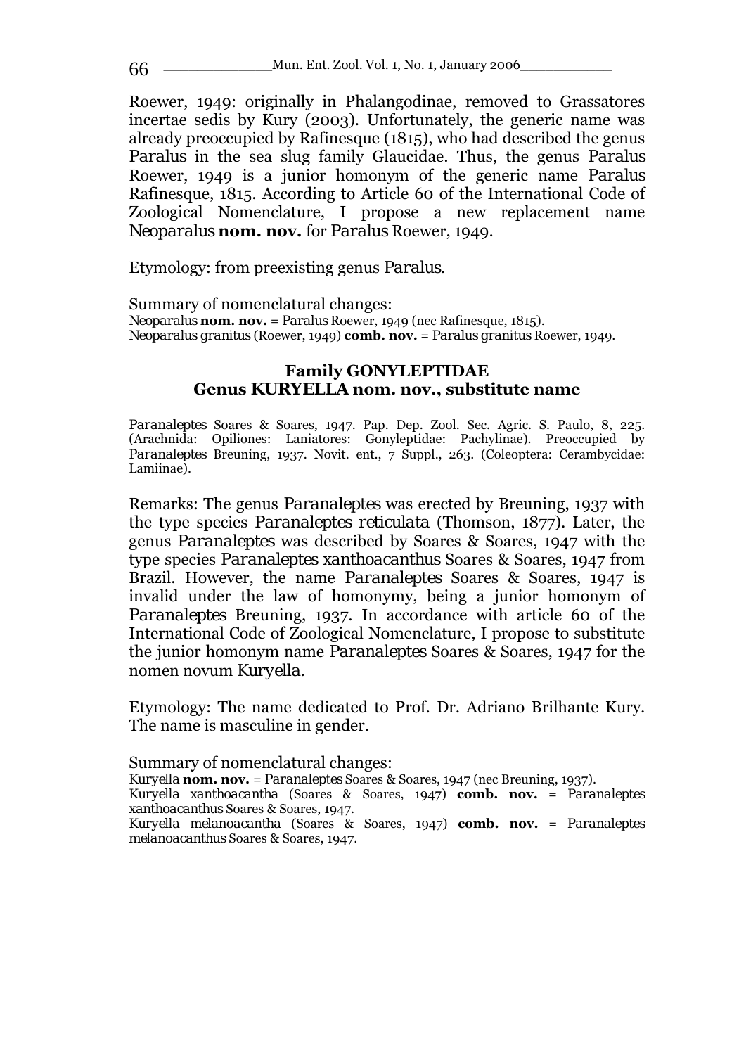Roewer, 1949: originally in Phalangodinae, removed to Grassatores incertae sedis by Kury (2003). Unfortunately, the generic name was already preoccupied by Rafinesque (1815), who had described the genus *Paralus* in the sea slug family Glaucidae. Thus, the genus *Paralus* Roewer, 1949 is a junior homonym of the generic name *Paralus* Rafinesque, 1815. According to Article 60 of the International Code of Zoological Nomenclature, I propose a new replacement name *Neoparalus* **nom. nov.** for *Paralus* Roewer, 1949.

Etymology: from preexisting genus *Paralus*.

Summary of nomenclatural changes:
*Neoparalus* **nom. nov.** = *Paralus* Roewer, 1949 (nec Rafinesque, 1815).
*Neoparalus granitus* (Roewer, 1949) **comb. nov.** = *Paralus granitus* Roewer, 1949.

## Family GONYLEPTIDAE
## Genus KURYELLA nom. nov., substitute name

*Paranaleptes* Soares & Soares, 1947. Pap. Dep. Zool. Sec. Agric. S. Paulo, 8, 225. (Arachnida: Opiliones: Laniatores: Gonyleptidae: Pachylinae). Preoccupied by *Paranaleptes* Breuning, 1937. Novit. ent., 7 Suppl., 263. (Coleoptera: Cerambycidae: Lamiinae).

Remarks: The genus *Paranaleptes* was erected by Breuning, 1937 with the type species *Paranaleptes reticulata* (Thomson, 1877). Later, the genus *Paranaleptes* was described by Soares & Soares, 1947 with the type species *Paranaleptes xanthoacanthus* Soares & Soares, 1947 from Brazil. However, the name *Paranaleptes* Soares & Soares, 1947 is invalid under the law of homonymy, being a junior homonym of *Paranaleptes* Breuning, 1937. In accordance with article 60 of the International Code of Zoological Nomenclature, I propose to substitute the junior homonym name *Paranaleptes* Soares & Soares, 1947 for the nomen novum *Kuryella*.

Etymology: The name dedicated to Prof. Dr. Adriano Brilhante Kury. The name is masculine in gender.

Summary of nomenclatural changes:
*Kuryella* **nom. nov.** = *Paranaleptes* Soares & Soares, 1947 (nec Breuning, 1937).
*Kuryella xanthoacantha* (Soares & Soares, 1947) **comb. nov.** = *Paranaleptes xanthoacanthus* Soares & Soares, 1947.
*Kuryella melanoacantha* (Soares & Soares, 1947) **comb. nov.** = *Paranaleptes melanoacanthus* Soares & Soares, 1947.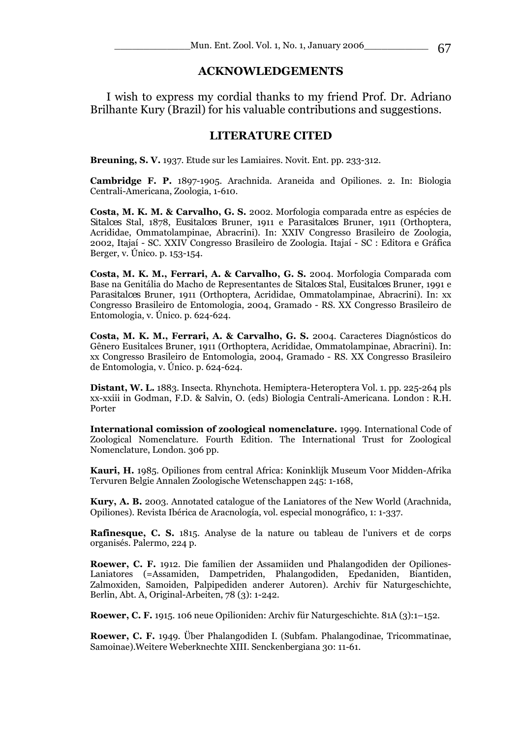## ACKNOWLEDGEMENTS

I wish to express my cordial thanks to my friend Prof. Dr. Adriano Brilhante Kury (Brazil) for his valuable contributions and suggestions.

## LITERATURE CITED

**Breuning, S. V.** 1937. Etude sur les Lamiaires. Novit. Ent. pp. 233-312.

**Cambridge F. P.** 1897-1905. Arachnida. Araneida and Opiliones. 2. In: Biologia Centrali-Americana, Zoologia, 1-610.

**Costa, M. K. M. & Carvalho, G. S.** 2002. Morfologia comparada entre as espécies de *Sitalces* Stal, 1878, *Eusitalces* Bruner, 1911 e *Parasitalces* Bruner, 1911 (Orthoptera, Acrididae, Ommatolampinae, Abracrini). In: XXIV Congresso Brasileiro de Zoologia, 2002, Itajaí - SC. XXIV Congresso Brasileiro de Zoologia. Itajaí - SC : Editora e Gráfica Berger, v. Único. p. 153-154.

**Costa, M. K. M., Ferrari, A. & Carvalho, G. S.** 2004. Morfologia Comparada com Base na Genitália do Macho de Representantes de *Sitalces* Stal, *Eusitalces* Bruner, 1991 e *Parasitalces* Bruner, 1911 (Orthoptera, Acrididae, Ommatolampinae, Abracrini). In: xx Congresso Brasileiro de Entomologia, 2004, Gramado - RS. XX Congresso Brasileiro de Entomologia, v. Único. p. 624-624.

**Costa, M. K. M., Ferrari, A. & Carvalho, G. S.** 2004. Caracteres Diagnósticos do Gênero Eusitalces Bruner, 1911 (Orthoptera, Acrididae, Ommatolampinae, Abracrini). In: xx Congresso Brasileiro de Entomologia, 2004, Gramado - RS. XX Congresso Brasileiro de Entomologia, v. Único. p. 624-624.

**Distant, W. L.** 1883. Insecta. Rhynchota. Hemiptera-Heteroptera Vol. 1. pp. 225-264 pls xx-xxiii in Godman, F.D. & Salvin, O. (eds) Biologia Centrali-Americana. London : R.H. Porter

**International comission of zoological nomenclature.** 1999. International Code of Zoological Nomenclature. Fourth Edition. The International Trust for Zoological Nomenclature, London. 306 pp.

**Kauri, H.** 1985. Opiliones from central Africa: Koninklijk Museum Voor Midden-Afrika Tervuren Belgie Annalen Zoologische Wetenschappen 245: 1-168,

**Kury, A. B.** 2003. Annotated catalogue of the Laniatores of the New World (Arachnida, Opiliones). Revista Ibérica de Aracnología, vol. especial monográfico, 1: 1-337.

**Rafinesque, C. S.** 1815. Analyse de la nature ou tableau de l'univers et de corps organisés. Palermo, 224 p.

**Roewer, C. F.** 1912. Die familien der Assamiiden und Phalangodiden der Opiliones-Laniatores (=Assamiden, Dampetriden, Phalangodiden, Epedaniden, Biantiden, Zalmoxiden, Samoiden, Palpipediden anderer Autoren). Archiv für Naturgeschichte, Berlin, Abt. A, Original-Arbeiten, 78 (3): 1-242.

**Roewer, C. F.** 1915. 106 neue Opilioniden: Archiv für Naturgeschichte. 81A (3):1–152.

**Roewer, C. F.** 1949. Über Phalangodiden I. (Subfam. Phalangodinae, Tricommatinae, Samoinae).Weitere Weberknechte XIII. Senckenbergiana 30: 11-61.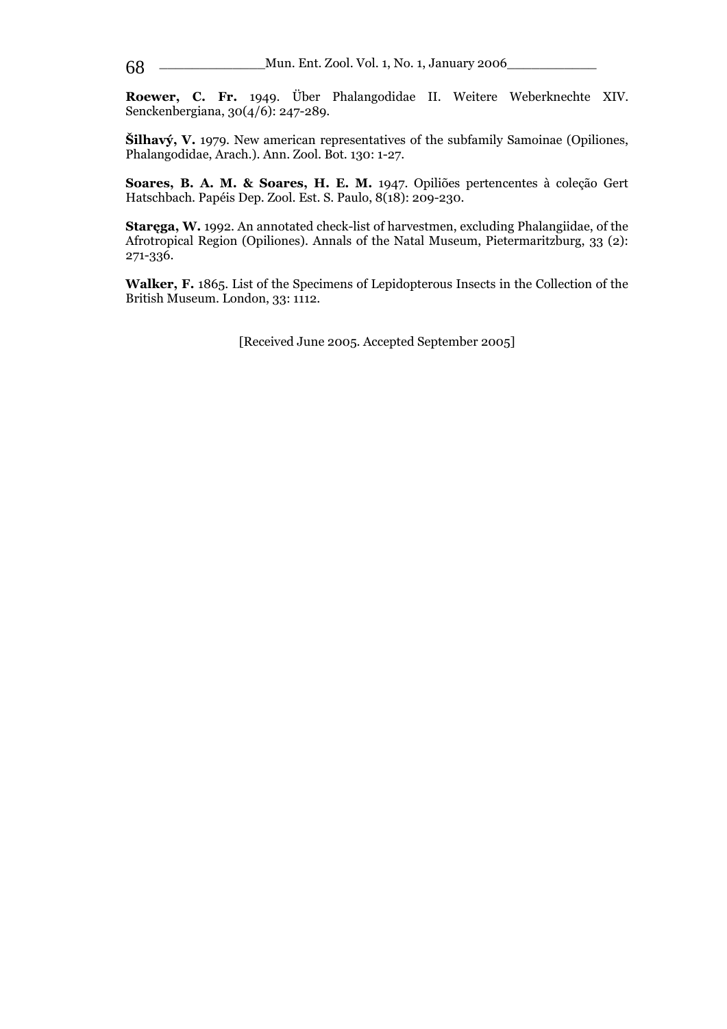**Roewer, C. Fr.** 1949. Über Phalangodidae II. Weitere Weberknechte XIV. Senckenbergiana, 30(4/6): 247-289.

**Šilhavý, V.** 1979. New american representatives of the subfamily Samoinae (Opiliones, Phalangodidae, Arach.). Ann. Zool. Bot. 130: 1-27.

**Soares, B. A. M. & Soares, H. E. M.** 1947. Opiliões pertencentes à coleção Gert Hatschbach. Papéis Dep. Zool. Est. S. Paulo, 8(18): 209-230.

**Staręga, W.** 1992. An annotated check-list of harvestmen, excluding Phalangiidae, of the Afrotropical Region (Opiliones). Annals of the Natal Museum, Pietermaritzburg, 33 (2): 271-336.

**Walker, F.** 1865. List of the Specimens of Lepidopterous Insects in the Collection of the British Museum. London, 33: 1112.

[Received June 2005. Accepted September 2005]